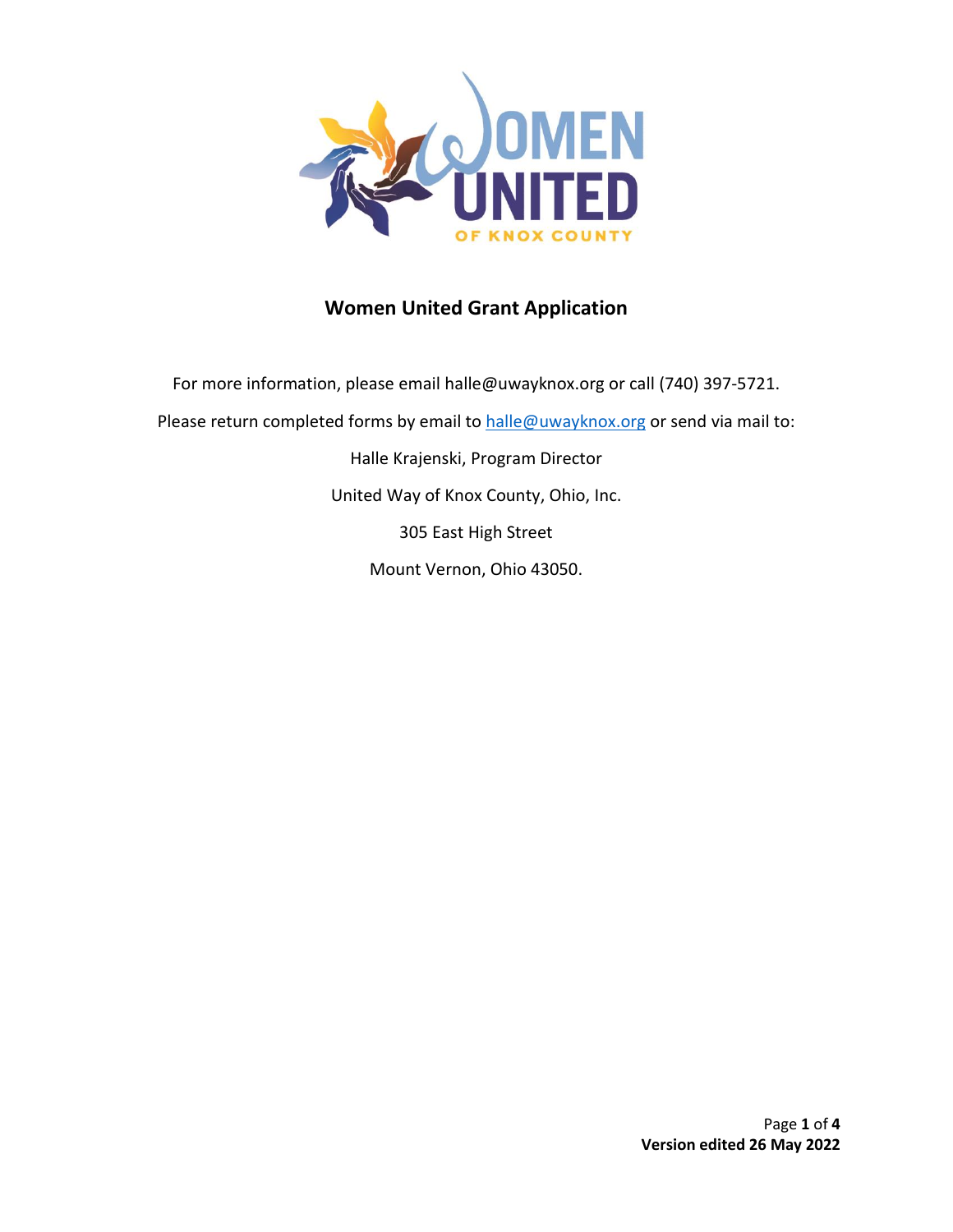# Women United Grant Application

For more information, please email halle@uwayknox.org or call (740) 397-5721.

Please return completed forms by email to halle@uwayknox.org or send via mail to:

Halle Krajenski, Program Director

United Way of Knox County, Ohio, Inc.

305 East High Street

Mount Vernon, Ohio 43050.

**Version edited 26 May 2022**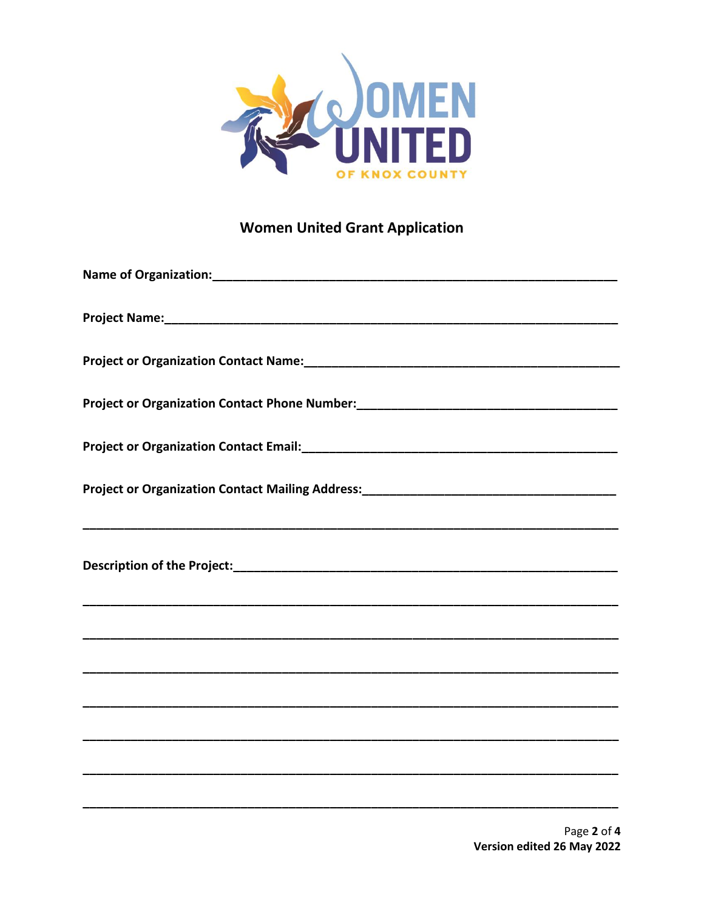# Women United Grant Application

**Name of Organization:**\_\_\_\_\_\_\_\_\_\_\_\_\_\_\_\_\_\_\_\_\_\_\_\_\_\_\_\_\_\_\_\_\_\_\_\_\_\_\_\_\_\_\_\_\_\_\_\_\_\_\_\_\_\_\_\_\_\_\_\_

**Project Name:**\_\_\_\_\_\_\_\_\_\_\_\_\_\_\_\_\_\_\_\_\_\_\_\_\_\_\_\_\_\_\_\_\_\_\_\_\_\_\_\_\_\_\_\_\_\_\_\_\_\_\_\_\_\_\_\_\_\_\_\_\_\_\_\_\_\_

**Project or Organization Contact Name:**\_\_\_\_\_\_\_\_\_\_\_\_\_\_\_\_\_\_\_\_\_\_\_\_\_\_\_\_\_\_\_\_\_\_\_\_\_\_\_\_\_\_\_\_\_\_

**Project or Organization Contact Phone Number:**\_\_\_\_\_\_\_\_\_\_\_\_\_\_\_\_\_\_\_\_\_\_\_\_\_\_\_\_\_\_\_\_\_\_\_\_\_\_\_

**Project or Organization Contact Email:**\_\_\_\_\_\_\_\_\_\_\_\_\_\_\_\_\_\_\_\_\_\_\_\_\_\_\_\_\_\_\_\_\_\_\_\_\_\_\_\_\_\_\_\_\_\_

**Project or Organization Contact Mailing Address:**\_\_\_\_\_\_\_\_\_\_\_\_\_\_\_\_\_\_\_\_\_\_\_\_\_\_\_\_\_\_\_\_\_\_\_\_\_\_

\_\_\_\_\_\_\_\_\_\_\_\_\_\_\_\_\_\_\_\_\_\_\_\_\_\_\_\_\_\_\_\_\_\_\_\_\_\_\_\_\_\_\_\_\_\_\_\_\_\_\_\_\_\_\_\_\_\_\_\_\_\_\_\_\_\_\_\_\_\_\_\_\_\_\_\_\_\_

**Description of the Project:**\_\_\_\_\_\_\_\_\_\_\_\_\_\_\_\_\_\_\_\_\_\_\_\_\_\_\_\_\_\_\_\_\_\_\_\_\_\_\_\_\_\_\_\_\_\_\_\_\_\_\_\_\_\_\_\_

\_\_\_\_\_\_\_\_\_\_\_\_\_\_\_\_\_\_\_\_\_\_\_\_\_\_\_\_\_\_\_\_\_\_\_\_\_\_\_\_\_\_\_\_\_\_\_\_\_\_\_\_\_\_\_\_\_\_\_\_\_\_\_\_\_\_\_\_\_\_\_\_\_\_\_\_\_\_

\_\_\_\_\_\_\_\_\_\_\_\_\_\_\_\_\_\_\_\_\_\_\_\_\_\_\_\_\_\_\_\_\_\_\_\_\_\_\_\_\_\_\_\_\_\_\_\_\_\_\_\_\_\_\_\_\_\_\_\_\_\_\_\_\_\_\_\_\_\_\_\_\_\_\_\_\_\_

\_\_\_\_\_\_\_\_\_\_\_\_\_\_\_\_\_\_\_\_\_\_\_\_\_\_\_\_\_\_\_\_\_\_\_\_\_\_\_\_\_\_\_\_\_\_\_\_\_\_\_\_\_\_\_\_\_\_\_\_\_\_\_\_\_\_\_\_\_\_\_\_\_\_\_\_\_\_

\_\_\_\_\_\_\_\_\_\_\_\_\_\_\_\_\_\_\_\_\_\_\_\_\_\_\_\_\_\_\_\_\_\_\_\_\_\_\_\_\_\_\_\_\_\_\_\_\_\_\_\_\_\_\_\_\_\_\_\_\_\_\_\_\_\_\_\_\_\_\_\_\_\_\_\_\_\_

\_\_\_\_\_\_\_\_\_\_\_\_\_\_\_\_\_\_\_\_\_\_\_\_\_\_\_\_\_\_\_\_\_\_\_\_\_\_\_\_\_\_\_\_\_\_\_\_\_\_\_\_\_\_\_\_\_\_\_\_\_\_\_\_\_\_\_\_\_\_\_\_\_\_\_\_\_\_

\_\_\_\_\_\_\_\_\_\_\_\_\_\_\_\_\_\_\_\_\_\_\_\_\_\_\_\_\_\_\_\_\_\_\_\_\_\_\_\_\_\_\_\_\_\_\_\_\_\_\_\_\_\_\_\_\_\_\_\_\_\_\_\_\_\_\_\_\_\_\_\_\_\_\_\_\_\_

\_\_\_\_\_\_\_\_\_\_\_\_\_\_\_\_\_\_\_\_\_\_\_\_\_\_\_\_\_\_\_\_\_\_\_\_\_\_\_\_\_\_\_\_\_\_\_\_\_\_\_\_\_\_\_\_\_\_\_\_\_\_\_\_\_\_\_\_\_\_\_\_\_\_\_\_\_\_

**Version edited 26 May 2022**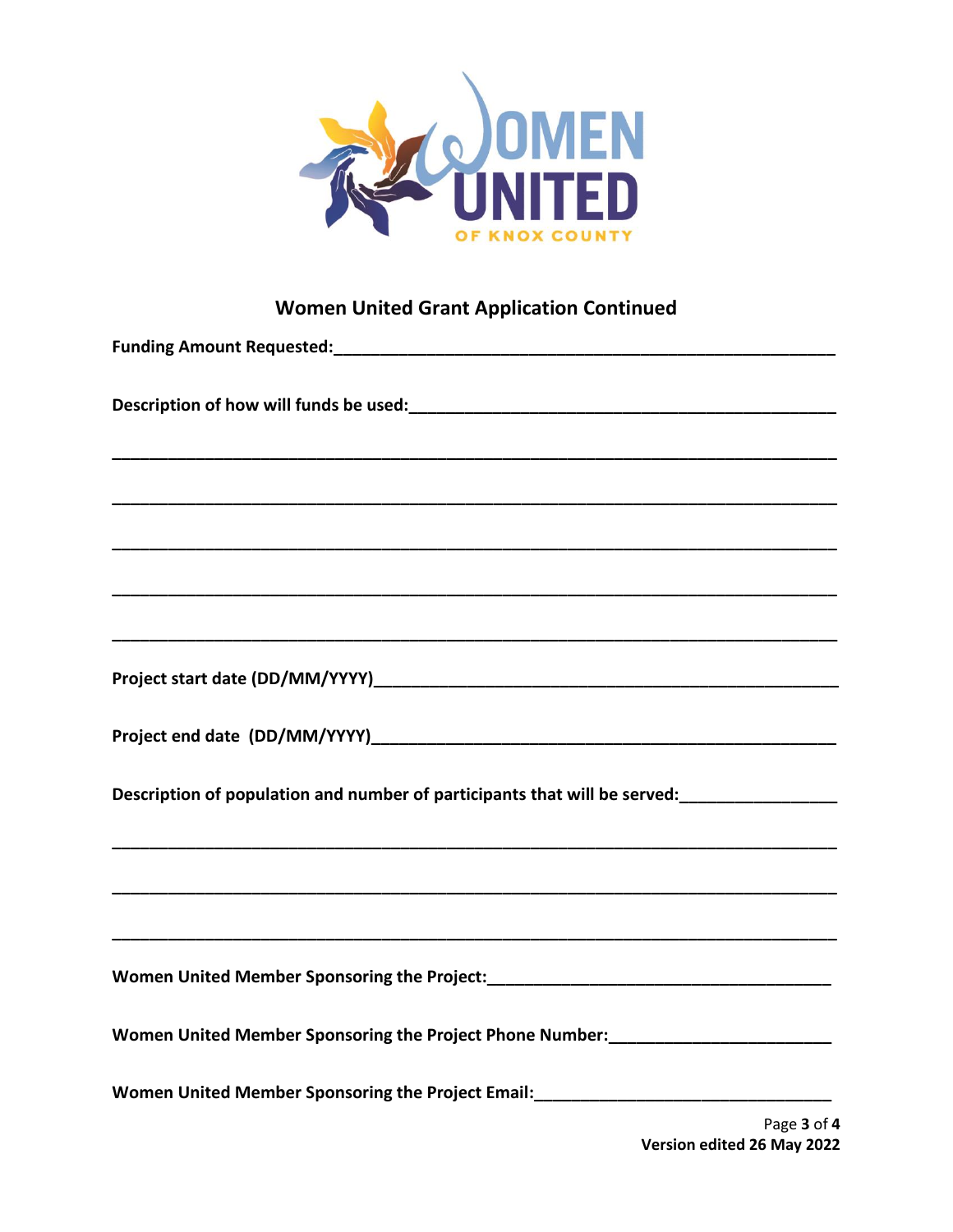WOMEN UNITED OF KNOX COUNTY

## Women United Grant Application Continued

**Funding Amount Requested:**_______________________________________________________

**Description of how will funds be used:**_____________________________________________

_____________________________________________________________________________

_____________________________________________________________________________

_____________________________________________________________________________

_____________________________________________________________________________

_____________________________________________________________________________

**Project start date (DD/MM/YYYY)**__________________________________________________

**Project end date (DD/MM/YYYY)**___________________________________________________

**Description of population and number of participants that will be served:**________________

_____________________________________________________________________________

_____________________________________________________________________________

_____________________________________________________________________________

**Women United Member Sponsoring the Project:**_____________________________________

**Women United Member Sponsoring the Project Phone Number:**________________________

**Women United Member Sponsoring the Project Email:**_______________________________

**Version edited 26 May 2022**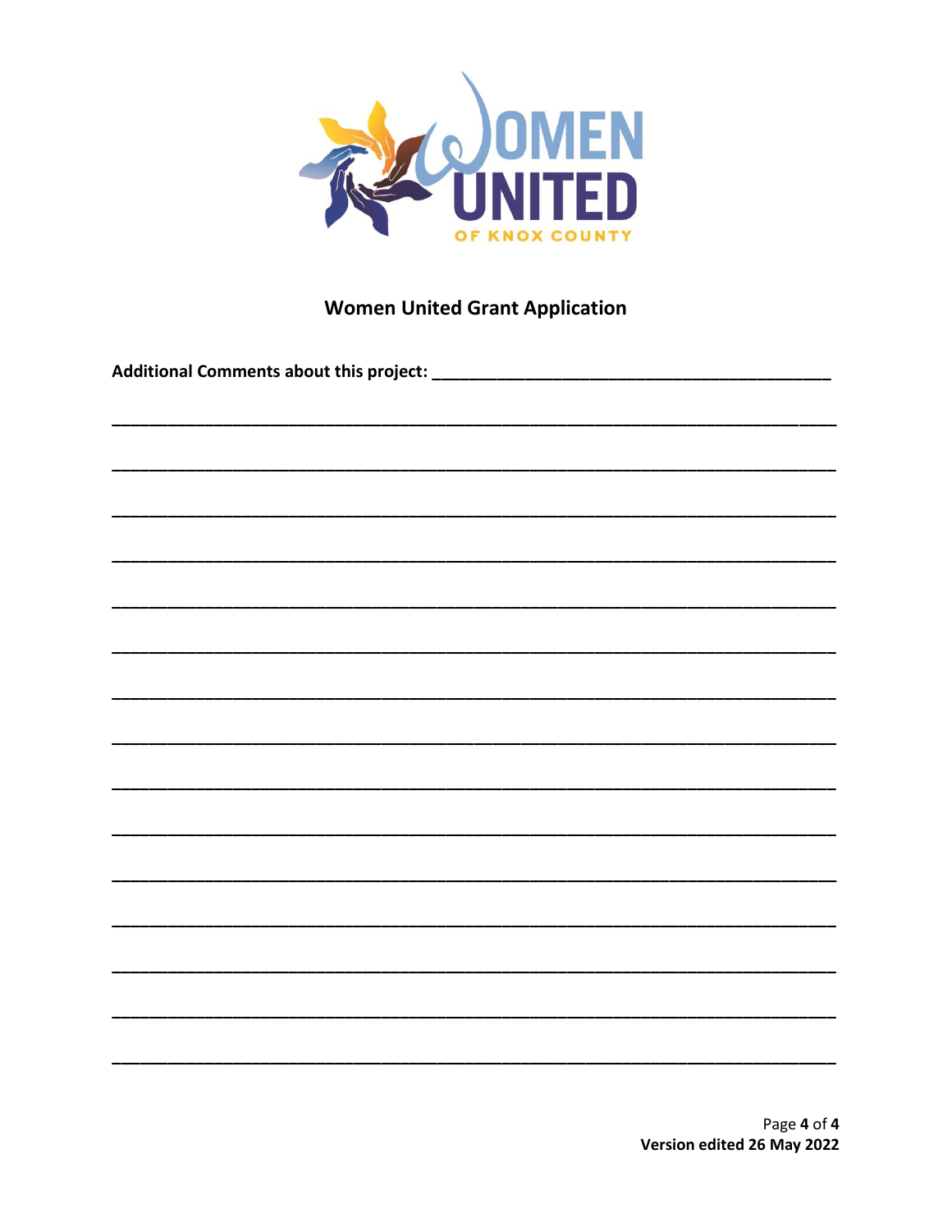## Women United Grant Application

**Additional Comments about this project:** ___________________________________________

_______________________________________________________________________________

_______________________________________________________________________________

_______________________________________________________________________________

_______________________________________________________________________________

_______________________________________________________________________________

_______________________________________________________________________________

_______________________________________________________________________________

_______________________________________________________________________________

_______________________________________________________________________________

_______________________________________________________________________________

_______________________________________________________________________________

_______________________________________________________________________________

_______________________________________________________________________________

_______________________________________________________________________________

_______________________________________________________________________________

**Version edited 26 May 2022**